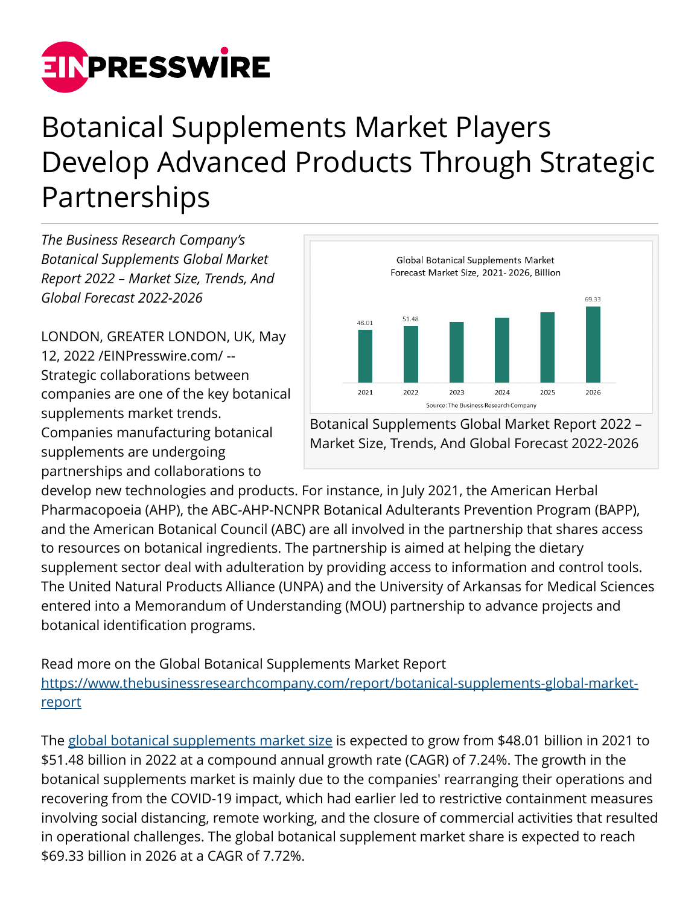# Botanical Supplements Market Players Develop Advanced Products Through Strategic Partnerships

*The Business Research Company's Botanical Supplements Global Market Report 2022 – Market Size, Trends, And Global Forecast 2022-2026*

Botanical Supplements Global Market Report 2022 – Market Size, Trends, And Global Forecast 2022-2026

LONDON, GREATER LONDON, UK, May 12, 2022 /EINPresswire.com/ -- Strategic collaborations between companies are one of the key botanical supplements market trends. Companies manufacturing botanical supplements are undergoing partnerships and collaborations to develop new technologies and products. For instance, in July 2021, the American Herbal Pharmacopoeia (AHP), the ABC-AHP-NCNPR Botanical Adulterants Prevention Program (BAPP), and the American Botanical Council (ABC) are all involved in the partnership that shares access to resources on botanical ingredients. The partnership is aimed at helping the dietary supplement sector deal with adulteration by providing access to information and control tools. The United Natural Products Alliance (UNPA) and the University of Arkansas for Medical Sciences entered into a Memorandum of Understanding (MOU) partnership to advance projects and botanical identification programs.

Read more on the Global Botanical Supplements Market Report
[https://www.thebusinessresearchcompany.com/report/botanical-supplements-global-market-report](https://www.thebusinessresearchcompany.com/report/botanical-supplements-global-market-report)

The [global botanical supplements market size](https://www.thebusinessresearchcompany.com/report/botanical-supplements-global-market-report) is expected to grow from $48.01 billion in 2021 to $51.48 billion in 2022 at a compound annual growth rate (CAGR) of 7.24%. The growth in the botanical supplements market is mainly due to the companies' rearranging their operations and recovering from the COVID-19 impact, which had earlier led to restrictive containment measures involving social distancing, remote working, and the closure of commercial activities that resulted in operational challenges. The global botanical supplement market share is expected to reach $69.33 billion in 2026 at a CAGR of 7.72%.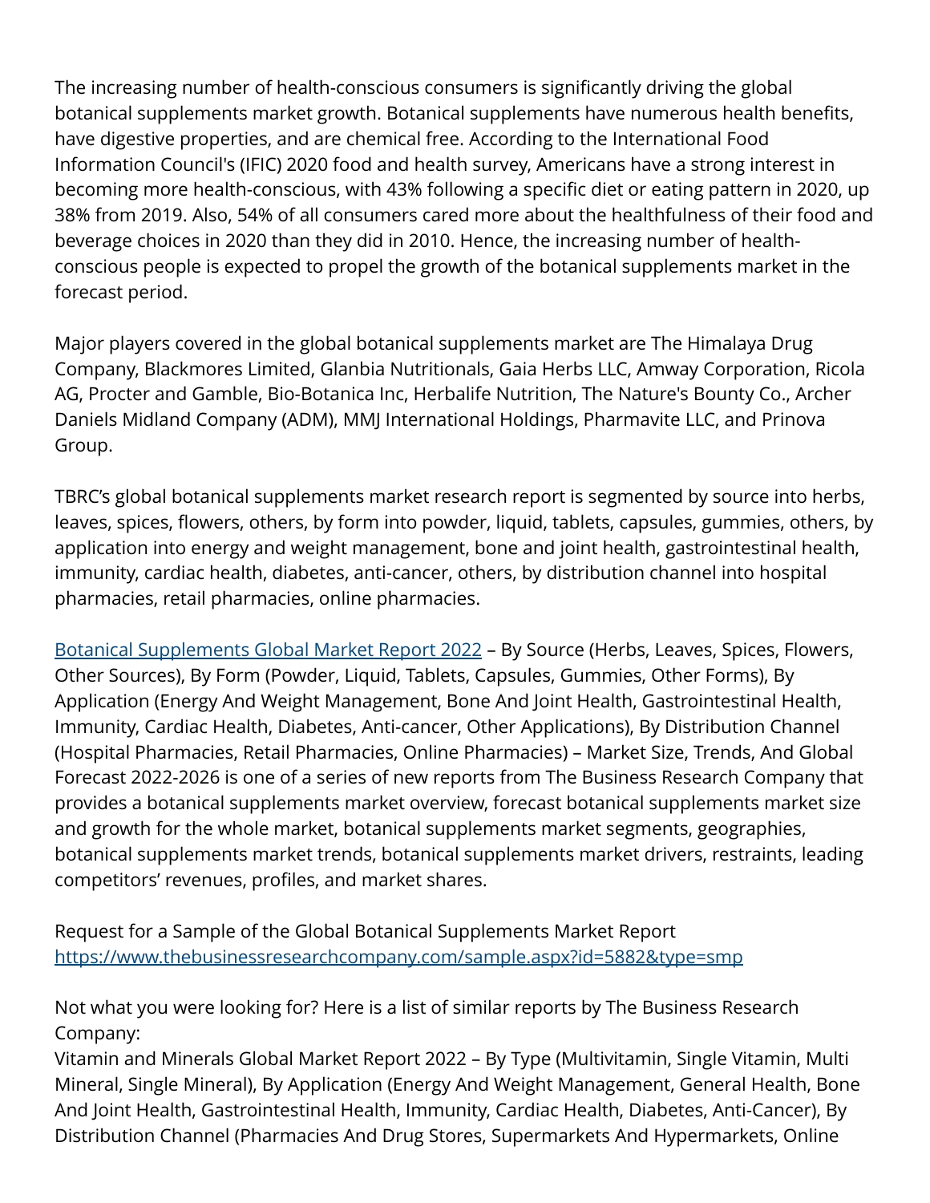The increasing number of health-conscious consumers is significantly driving the global botanical supplements market growth. Botanical supplements have numerous health benefits, have digestive properties, and are chemical free. According to the International Food Information Council's (IFIC) 2020 food and health survey, Americans have a strong interest in becoming more health-conscious, with 43% following a specific diet or eating pattern in 2020, up 38% from 2019. Also, 54% of all consumers cared more about the healthfulness of their food and beverage choices in 2020 than they did in 2010. Hence, the increasing number of health-conscious people is expected to propel the growth of the botanical supplements market in the forecast period.

Major players covered in the global botanical supplements market are The Himalaya Drug Company, Blackmores Limited, Glanbia Nutritionals, Gaia Herbs LLC, Amway Corporation, Ricola AG, Procter and Gamble, Bio-Botanica Inc, Herbalife Nutrition, The Nature's Bounty Co., Archer Daniels Midland Company (ADM), MMJ International Holdings, Pharmavite LLC, and Prinova Group.

TBRC's global botanical supplements market research report is segmented by source into herbs, leaves, spices, flowers, others, by form into powder, liquid, tablets, capsules, gummies, others, by application into energy and weight management, bone and joint health, gastrointestinal health, immunity, cardiac health, diabetes, anti-cancer, others, by distribution channel into hospital pharmacies, retail pharmacies, online pharmacies.

[Botanical Supplements Global Market Report 2022](https://www.thebusinessresearchcompany.com/report/botanical-supplements-global-market-report) – By Source (Herbs, Leaves, Spices, Flowers, Other Sources), By Form (Powder, Liquid, Tablets, Capsules, Gummies, Other Forms), By Application (Energy And Weight Management, Bone And Joint Health, Gastrointestinal Health, Immunity, Cardiac Health, Diabetes, Anti-cancer, Other Applications), By Distribution Channel (Hospital Pharmacies, Retail Pharmacies, Online Pharmacies) – Market Size, Trends, And Global Forecast 2022-2026 is one of a series of new reports from The Business Research Company that provides a botanical supplements market overview, forecast botanical supplements market size and growth for the whole market, botanical supplements market segments, geographies, botanical supplements market trends, botanical supplements market drivers, restraints, leading competitors' revenues, profiles, and market shares.

Request for a Sample of the Global Botanical Supplements Market Report
https://www.thebusinessresearchcompany.com/sample.aspx?id=5882&type=smp

Not what you were looking for? Here is a list of similar reports by The Business Research Company:
Vitamin and Minerals Global Market Report 2022 – By Type (Multivitamin, Single Vitamin, Multi Mineral, Single Mineral), By Application (Energy And Weight Management, General Health, Bone And Joint Health, Gastrointestinal Health, Immunity, Cardiac Health, Diabetes, Anti-Cancer), By Distribution Channel (Pharmacies And Drug Stores, Supermarkets And Hypermarkets, Online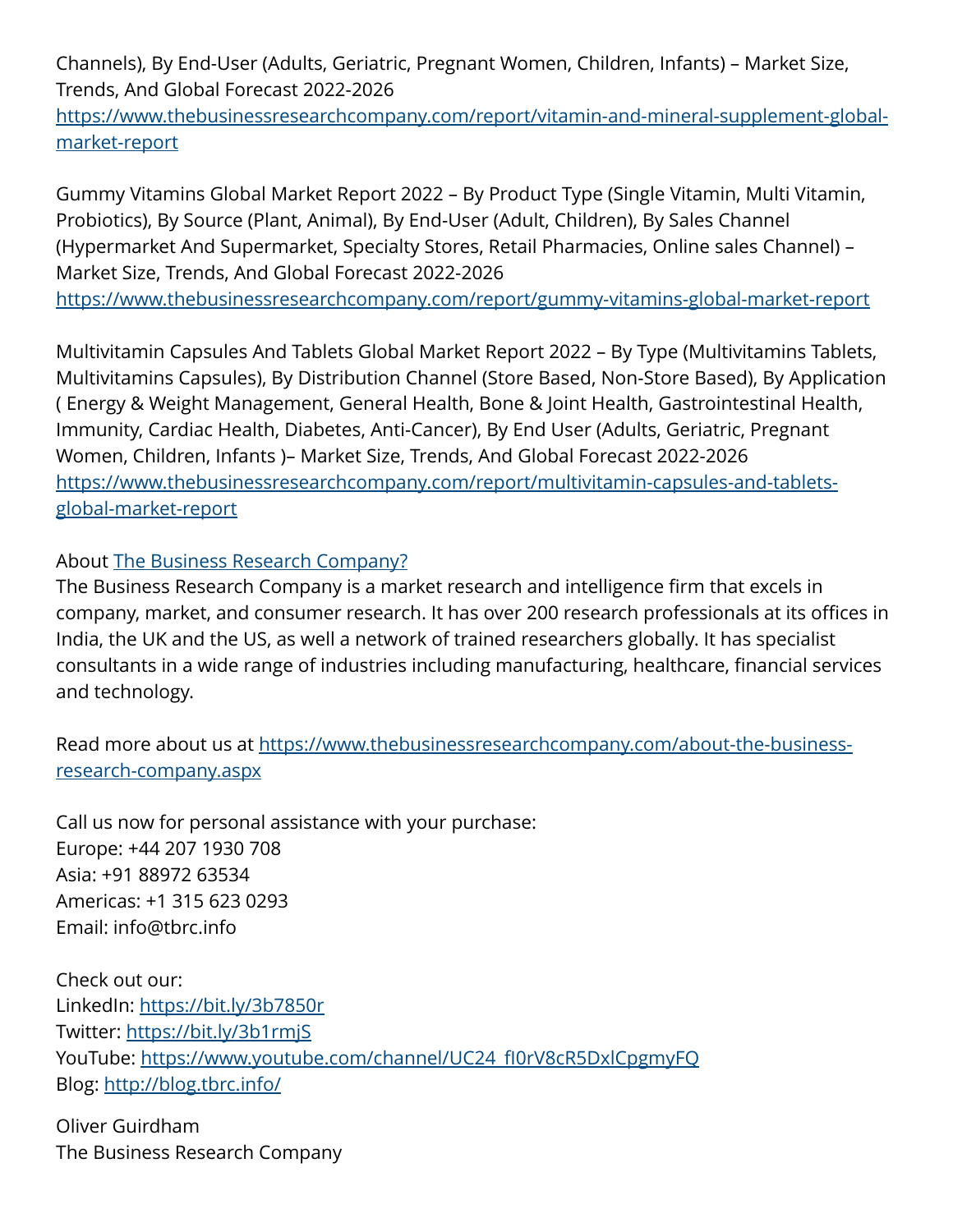Channels), By End-User (Adults, Geriatric, Pregnant Women, Children, Infants) – Market Size, Trends, And Global Forecast 2022-2026
[https://www.thebusinessresearchcompany.com/report/vitamin-and-mineral-supplement-global-market-report](https://www.thebusinessresearchcompany.com/report/vitamin-and-mineral-supplement-global-market-report)

Gummy Vitamins Global Market Report 2022 – By Product Type (Single Vitamin, Multi Vitamin, Probiotics), By Source (Plant, Animal), By End-User (Adult, Children), By Sales Channel (Hypermarket And Supermarket, Specialty Stores, Retail Pharmacies, Online sales Channel) – Market Size, Trends, And Global Forecast 2022-2026
[https://www.thebusinessresearchcompany.com/report/gummy-vitamins-global-market-report](https://www.thebusinessresearchcompany.com/report/gummy-vitamins-global-market-report)

Multivitamin Capsules And Tablets Global Market Report 2022 – By Type (Multivitamins Tablets, Multivitamins Capsules), By Distribution Channel (Store Based, Non-Store Based), By Application ( Energy & Weight Management, General Health, Bone & Joint Health, Gastrointestinal Health, Immunity, Cardiac Health, Diabetes, Anti-Cancer), By End User (Adults, Geriatric, Pregnant Women, Children, Infants )– Market Size, Trends, And Global Forecast 2022-2026
[https://www.thebusinessresearchcompany.com/report/multivitamin-capsules-and-tablets-global-market-report](https://www.thebusinessresearchcompany.com/report/multivitamin-capsules-and-tablets-global-market-report)

About [The Business Research Company?](https://www.thebusinessresearchcompany.com/)
The Business Research Company is a market research and intelligence firm that excels in company, market, and consumer research. It has over 200 research professionals at its offices in India, the UK and the US, as well a network of trained researchers globally. It has specialist consultants in a wide range of industries including manufacturing, healthcare, financial services and technology.

Read more about us at [https://www.thebusinessresearchcompany.com/about-the-business-research-company.aspx](https://www.thebusinessresearchcompany.com/about-the-business-research-company.aspx)

Call us now for personal assistance with your purchase:
Europe: +44 207 1930 708
Asia: +91 88972 63534
Americas: +1 315 623 0293
Email: info@tbrc.info

Check out our:
LinkedIn: [https://bit.ly/3b7850r](https://bit.ly/3b7850r)
Twitter: [https://bit.ly/3b1rmjS](https://bit.ly/3b1rmjS)
YouTube: [https://www.youtube.com/channel/UC24_fI0rV8cR5DxlCpgmyFQ](https://www.youtube.com/channel/UC24_fI0rV8cR5DxlCpgmyFQ)
Blog: [http://blog.tbrc.info/](http://blog.tbrc.info/)

Oliver Guirdham
The Business Research Company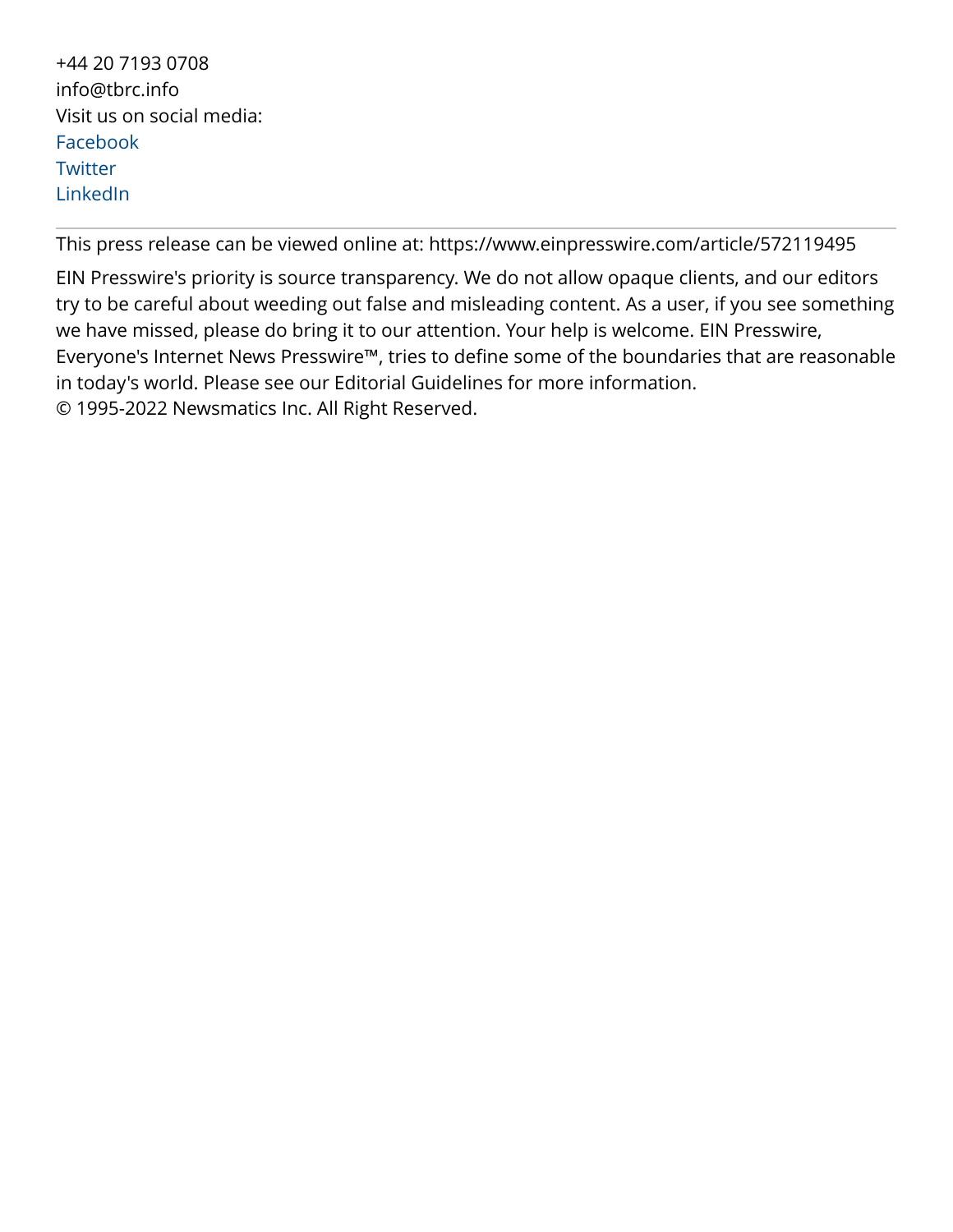+44 20 7193 0708
info@tbrc.info
Visit us on social media:
Facebook
Twitter
LinkedIn

---

This press release can be viewed online at: https://www.einpresswire.com/article/572119495

EIN Presswire's priority is source transparency. We do not allow opaque clients, and our editors try to be careful about weeding out false and misleading content. As a user, if you see something we have missed, please do bring it to our attention. Your help is welcome. EIN Presswire, Everyone's Internet News Presswire™, tries to define some of the boundaries that are reasonable in today's world. Please see our Editorial Guidelines for more information.
© 1995-2022 Newsmatics Inc. All Right Reserved.